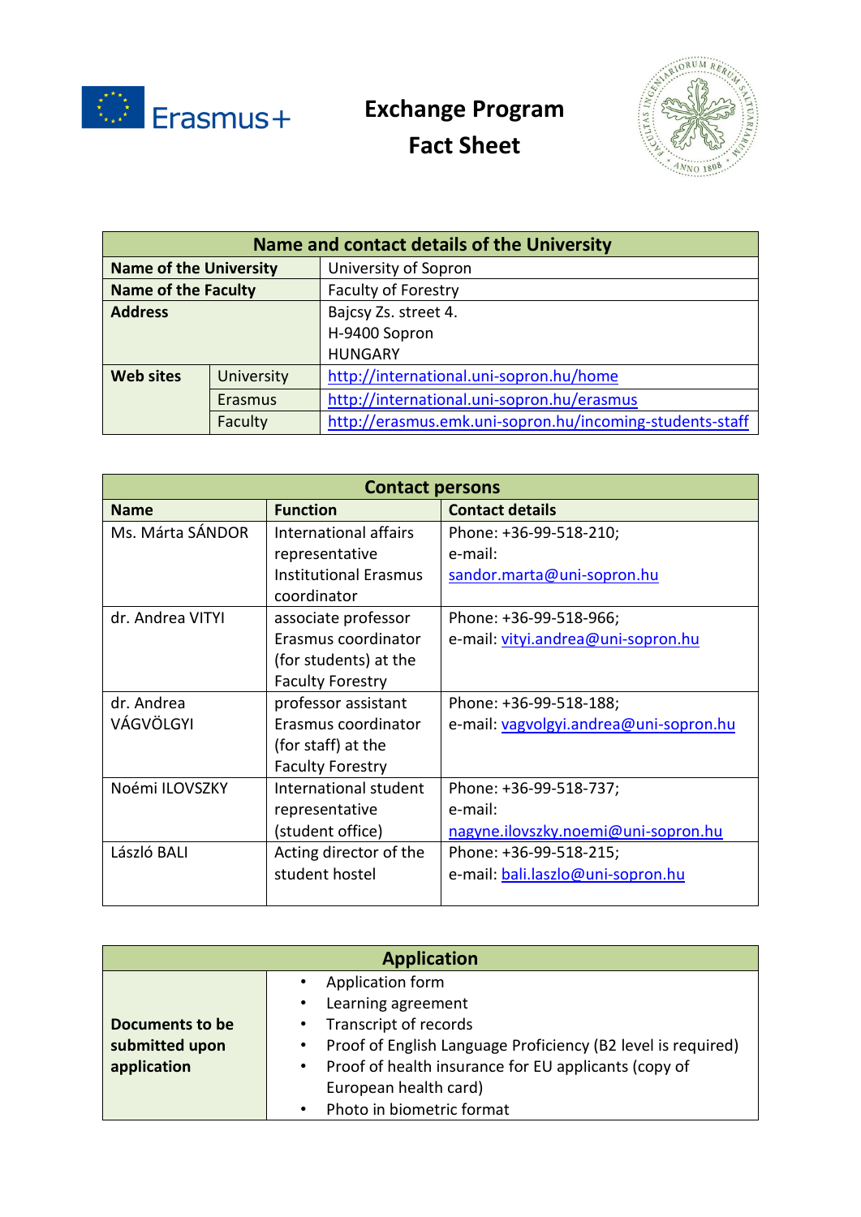# Exchange Program Fact Sheet

| Name and contact details of the University | | |
|---|---|---|
| **Name of the University** | | University of Sopron |
| **Name of the Faculty** | | Faculty of Forestry |
| **Address** | | Bajcsy Zs. street 4.<br>H-9400 Sopron<br>HUNGARY |
| **Web sites** | University | http://international.uni-sopron.hu/home |
| | Erasmus | http://international.uni-sopron.hu/erasmus |
| | Faculty | http://erasmus.emk.uni-sopron.hu/incoming-students-staff |

| Contact persons | | |
|---|---|---|
| **Name** | **Function** | **Contact details** |
| Ms. Márta SÁNDOR | International affairs representative Institutional Erasmus coordinator | Phone: +36-99-518-210; e-mail: sandor.marta@uni-sopron.hu |
| dr. Andrea VITYI | associate professor Erasmus coordinator (for students) at the Faculty Forestry | Phone: +36-99-518-966; e-mail: vityi.andrea@uni-sopron.hu |
| dr. Andrea VÁGVÖLGYI | professor assistant Erasmus coordinator (for staff) at the Faculty Forestry | Phone: +36-99-518-188; e-mail: vagvolgyi.andrea@uni-sopron.hu |
| Noémi ILOVSZKY | International student representative (student office) | Phone: +36-99-518-737; e-mail: nagyne.ilovszky.noemi@uni-sopron.hu |
| László BALI | Acting director of the student hostel | Phone: +36-99-518-215; e-mail: bali.laszlo@uni-sopron.hu |

| Application | |
|---|---|
| **Documents to be submitted upon application** | • Application form<br>• Learning agreement<br>• Transcript of records<br>• Proof of English Language Proficiency (B2 level is required)<br>• Proof of health insurance for EU applicants (copy of European health card)<br>• Photo in biometric format |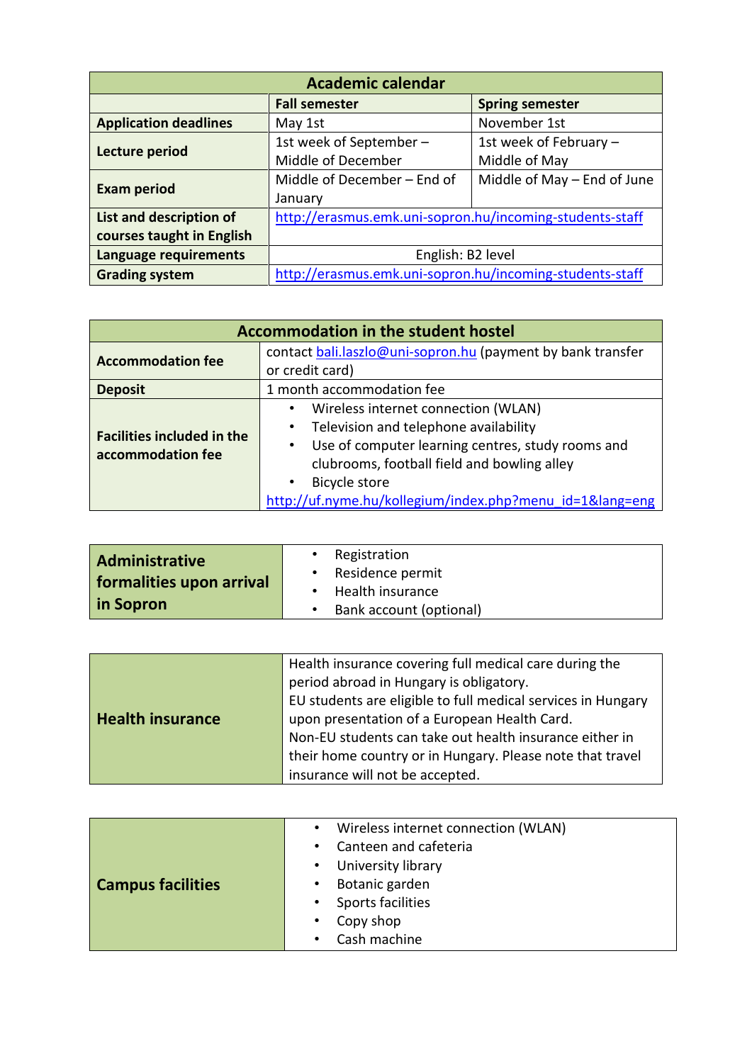| Academic calendar | | |
|---|---|---|
| | **Fall semester** | **Spring semester** |
| **Application deadlines** | May 1st | November 1st |
| **Lecture period** | 1st week of September – Middle of December | 1st week of February – Middle of May |
| **Exam period** | Middle of December – End of January | Middle of May – End of June |
| **List and description of courses taught in English** | http://erasmus.emk.uni-sopron.hu/incoming-students-staff | |
| **Language requirements** | English: B2 level | |
| **Grading system** | http://erasmus.emk.uni-sopron.hu/incoming-students-staff | |

| Accommodation in the student hostel | |
|---|---|
| **Accommodation fee** | contact bali.laszlo@uni-sopron.hu (payment by bank transfer or credit card) |
| **Deposit** | 1 month accommodation fee |
| **Facilities included in the accommodation fee** | • Wireless internet connection (WLAN)<br>• Television and telephone availability<br>• Use of computer learning centres, study rooms and clubrooms, football field and bowling alley<br>• Bicycle store<br>http://uf.nyme.hu/kollegium/index.php?menu_id=1&lang=eng |

| | |
|---|---|
| **Administrative formalities upon arrival in Sopron** | • Registration<br>• Residence permit<br>• Health insurance<br>• Bank account (optional) |

| | |
|---|---|
| **Health insurance** | Health insurance covering full medical care during the period abroad in Hungary is obligatory.<br>EU students are eligible to full medical services in Hungary upon presentation of a European Health Card.<br>Non-EU students can take out health insurance either in their home country or in Hungary. Please note that travel insurance will not be accepted. |

| | |
|---|---|
| **Campus facilities** | • Wireless internet connection (WLAN)<br>• Canteen and cafeteria<br>• University library<br>• Botanic garden<br>• Sports facilities<br>• Copy shop<br>• Cash machine |